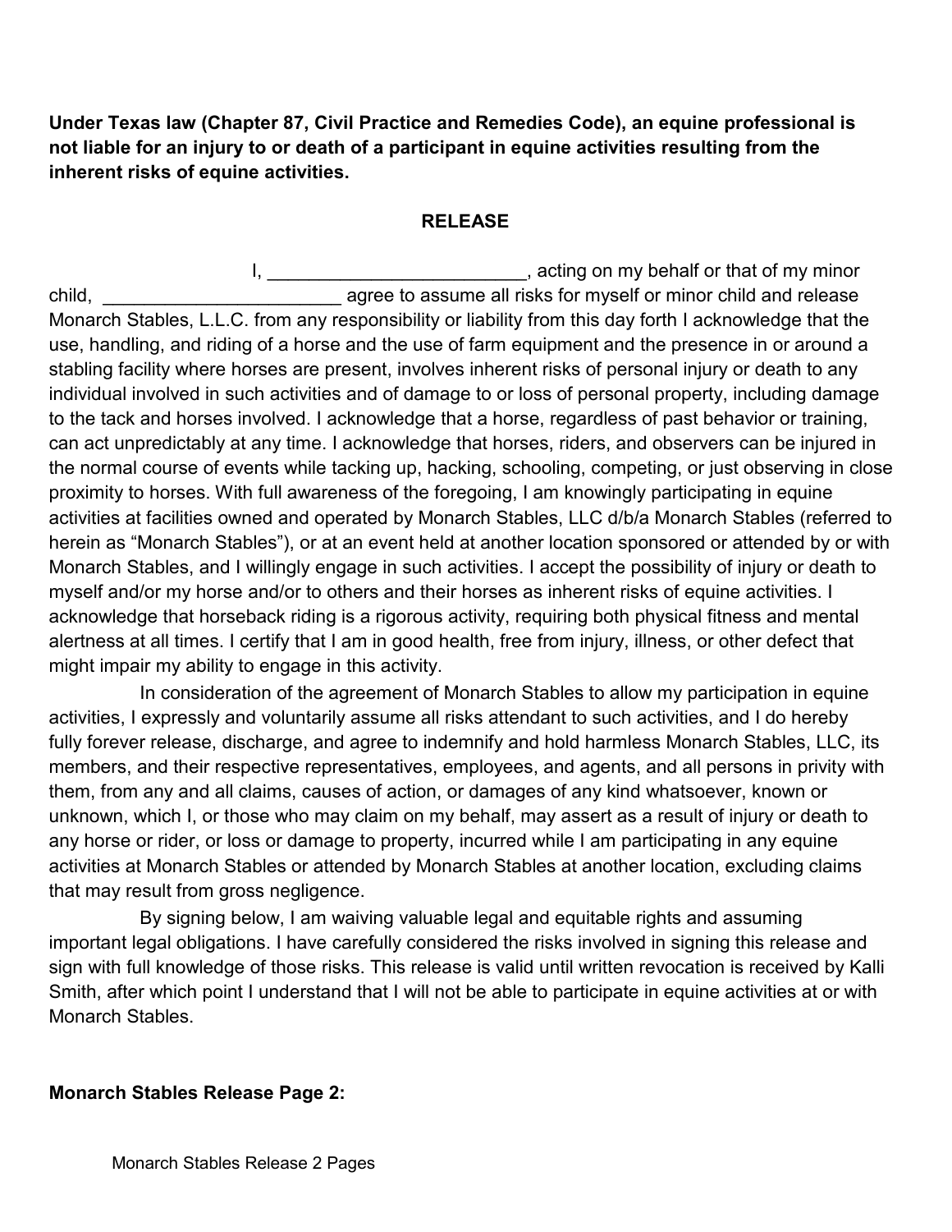**Under Texas law (Chapter 87, Civil Practice and Remedies Code), an equine professional is not liable for an injury to or death of a participant in equine activities resulting from the inherent risks of equine activities.**

## RELEASE

I, _________________________, acting on my behalf or that of my minor child, _______________________ agree to assume all risks for myself or minor child and release Monarch Stables, L.L.C. from any responsibility or liability from this day forth I acknowledge that the use, handling, and riding of a horse and the use of farm equipment and the presence in or around a stabling facility where horses are present, involves inherent risks of personal injury or death to any individual involved in such activities and of damage to or loss of personal property, including damage to the tack and horses involved. I acknowledge that a horse, regardless of past behavior or training, can act unpredictably at any time. I acknowledge that horses, riders, and observers can be injured in the normal course of events while tacking up, hacking, schooling, competing, or just observing in close proximity to horses. With full awareness of the foregoing, I am knowingly participating in equine activities at facilities owned and operated by Monarch Stables, LLC d/b/a Monarch Stables (referred to herein as "Monarch Stables"), or at an event held at another location sponsored or attended by or with Monarch Stables, and I willingly engage in such activities. I accept the possibility of injury or death to myself and/or my horse and/or to others and their horses as inherent risks of equine activities. I acknowledge that horseback riding is a rigorous activity, requiring both physical fitness and mental alertness at all times. I certify that I am in good health, free from injury, illness, or other defect that might impair my ability to engage in this activity.

In consideration of the agreement of Monarch Stables to allow my participation in equine activities, I expressly and voluntarily assume all risks attendant to such activities, and I do hereby fully forever release, discharge, and agree to indemnify and hold harmless Monarch Stables, LLC, its members, and their respective representatives, employees, and agents, and all persons in privity with them, from any and all claims, causes of action, or damages of any kind whatsoever, known or unknown, which I, or those who may claim on my behalf, may assert as a result of injury or death to any horse or rider, or loss or damage to property, incurred while I am participating in any equine activities at Monarch Stables or attended by Monarch Stables at another location, excluding claims that may result from gross negligence.

By signing below, I am waiving valuable legal and equitable rights and assuming important legal obligations. I have carefully considered the risks involved in signing this release and sign with full knowledge of those risks. This release is valid until written revocation is received by Kalli Smith, after which point I understand that I will not be able to participate in equine activities at or with Monarch Stables.

**Monarch Stables Release Page 2:**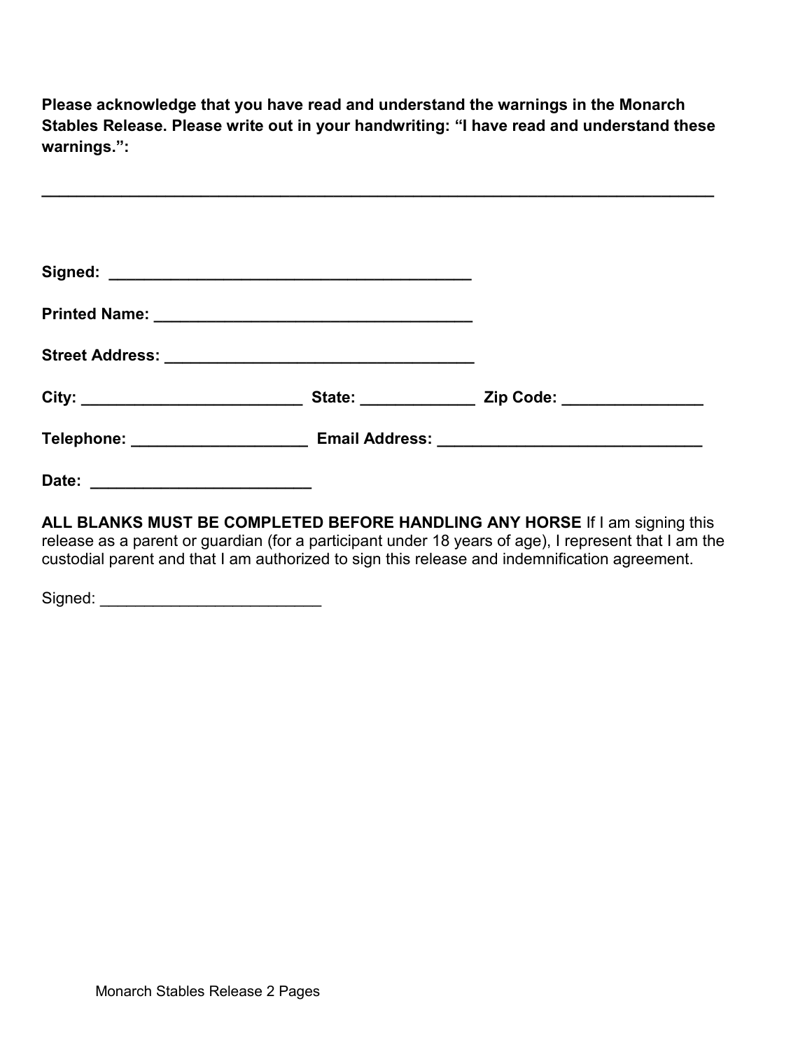**Please acknowledge that you have read and understand the warnings in the Monarch Stables Release. Please write out in your handwriting: "I have read and understand these warnings.":**

**_______________________________________________________________________________**

**Signed: __________________________________________**

**Printed Name: _____________________________________**

**Street Address: ____________________________________**

**City: __________________________ State: _____________ Zip Code: ________________**

**Telephone: ____________________ Email Address: ______________________________**

**Date: _________________________**

**ALL BLANKS MUST BE COMPLETED BEFORE HANDLING ANY HORSE** If I am signing this release as a parent or guardian (for a participant under 18 years of age), I represent that I am the custodial parent and that I am authorized to sign this release and indemnification agreement.

Signed: _________________________

Monarch Stables Release 2 Pages